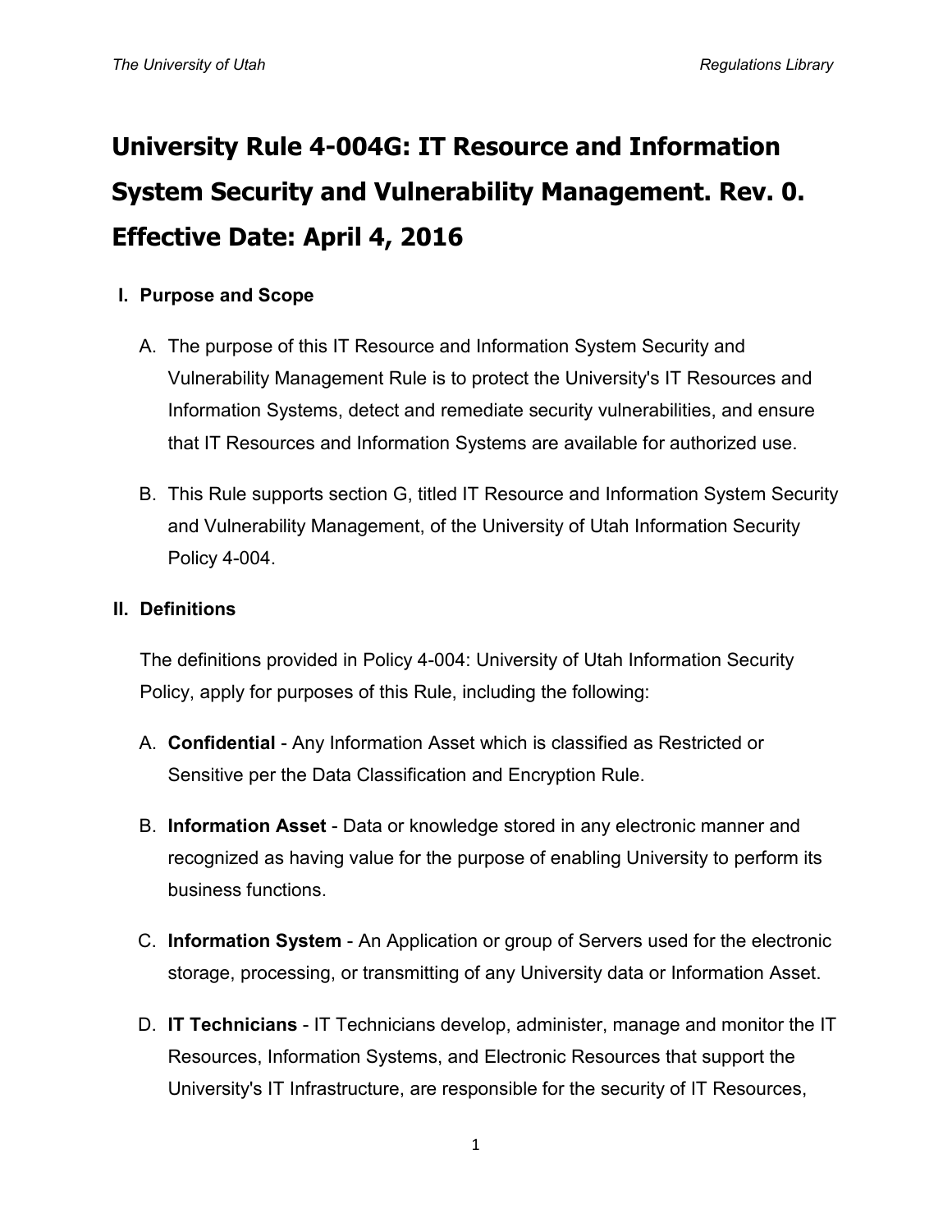# University Rule 4-004G: IT Resource and Information System Security and Vulnerability Management. Rev. 0. Effective Date: April 4, 2016

## I. Purpose and Scope

A. The purpose of this IT Resource and Information System Security and Vulnerability Management Rule is to protect the University's IT Resources and Information Systems, detect and remediate security vulnerabilities, and ensure that IT Resources and Information Systems are available for authorized use.

B. This Rule supports section G, titled IT Resource and Information System Security and Vulnerability Management, of the University of Utah Information Security Policy 4-004.

## II. Definitions

The definitions provided in Policy 4-004: University of Utah Information Security Policy, apply for purposes of this Rule, including the following:

A. **Confidential** - Any Information Asset which is classified as Restricted or Sensitive per the Data Classification and Encryption Rule.

B. **Information Asset** - Data or knowledge stored in any electronic manner and recognized as having value for the purpose of enabling University to perform its business functions.

C. **Information System** - An Application or group of Servers used for the electronic storage, processing, or transmitting of any University data or Information Asset.

D. **IT Technicians** - IT Technicians develop, administer, manage and monitor the IT Resources, Information Systems, and Electronic Resources that support the University's IT Infrastructure, are responsible for the security of IT Resources,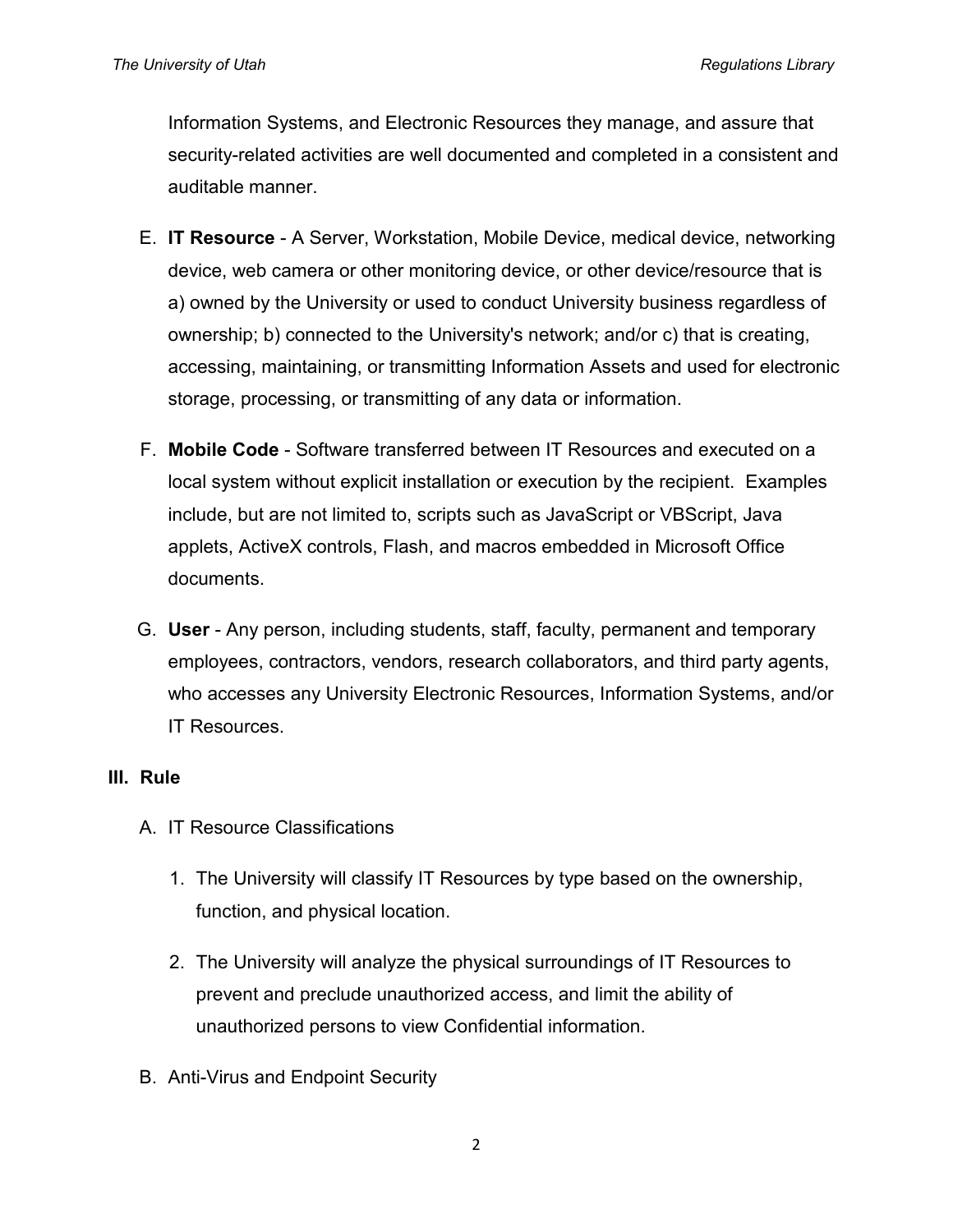Information Systems, and Electronic Resources they manage, and assure that security-related activities are well documented and completed in a consistent and auditable manner.

E. **IT Resource** - A Server, Workstation, Mobile Device, medical device, networking device, web camera or other monitoring device, or other device/resource that is a) owned by the University or used to conduct University business regardless of ownership; b) connected to the University's network; and/or c) that is creating, accessing, maintaining, or transmitting Information Assets and used for electronic storage, processing, or transmitting of any data or information.

F. **Mobile Code** - Software transferred between IT Resources and executed on a local system without explicit installation or execution by the recipient. Examples include, but are not limited to, scripts such as JavaScript or VBScript, Java applets, ActiveX controls, Flash, and macros embedded in Microsoft Office documents.

G. **User** - Any person, including students, staff, faculty, permanent and temporary employees, contractors, vendors, research collaborators, and third party agents, who accesses any University Electronic Resources, Information Systems, and/or IT Resources.

## III. Rule

A. IT Resource Classifications

1. The University will classify IT Resources by type based on the ownership, function, and physical location.

2. The University will analyze the physical surroundings of IT Resources to prevent and preclude unauthorized access, and limit the ability of unauthorized persons to view Confidential information.

B. Anti-Virus and Endpoint Security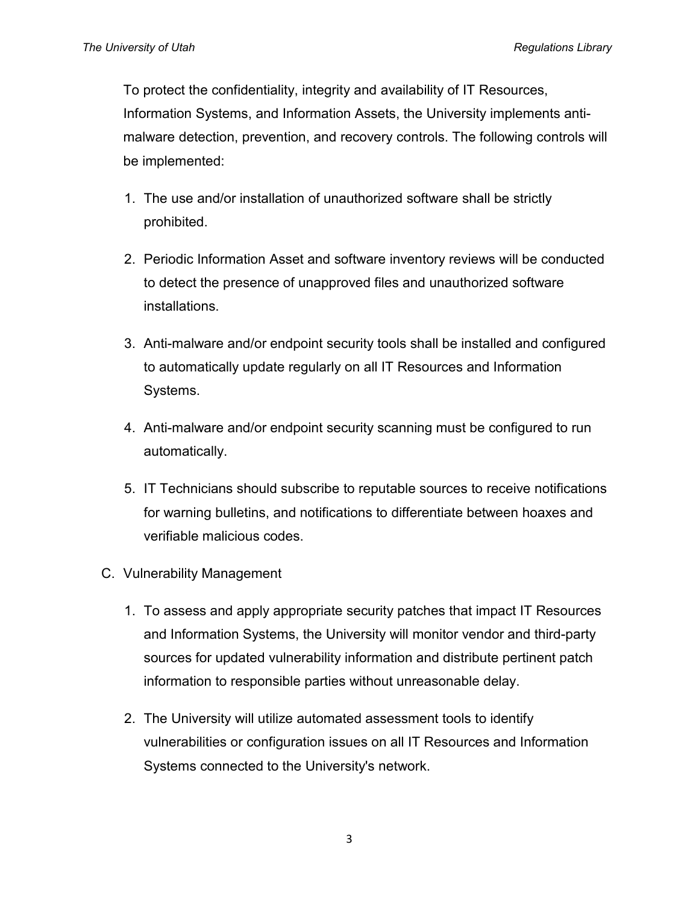To protect the confidentiality, integrity and availability of IT Resources, Information Systems, and Information Assets, the University implements anti-malware detection, prevention, and recovery controls. The following controls will be implemented:

1. The use and/or installation of unauthorized software shall be strictly prohibited.
2. Periodic Information Asset and software inventory reviews will be conducted to detect the presence of unapproved files and unauthorized software installations.
3. Anti-malware and/or endpoint security tools shall be installed and configured to automatically update regularly on all IT Resources and Information Systems.
4. Anti-malware and/or endpoint security scanning must be configured to run automatically.
5. IT Technicians should subscribe to reputable sources to receive notifications for warning bulletins, and notifications to differentiate between hoaxes and verifiable malicious codes.

C. Vulnerability Management

1. To assess and apply appropriate security patches that impact IT Resources and Information Systems, the University will monitor vendor and third-party sources for updated vulnerability information and distribute pertinent patch information to responsible parties without unreasonable delay.
2. The University will utilize automated assessment tools to identify vulnerabilities or configuration issues on all IT Resources and Information Systems connected to the University's network.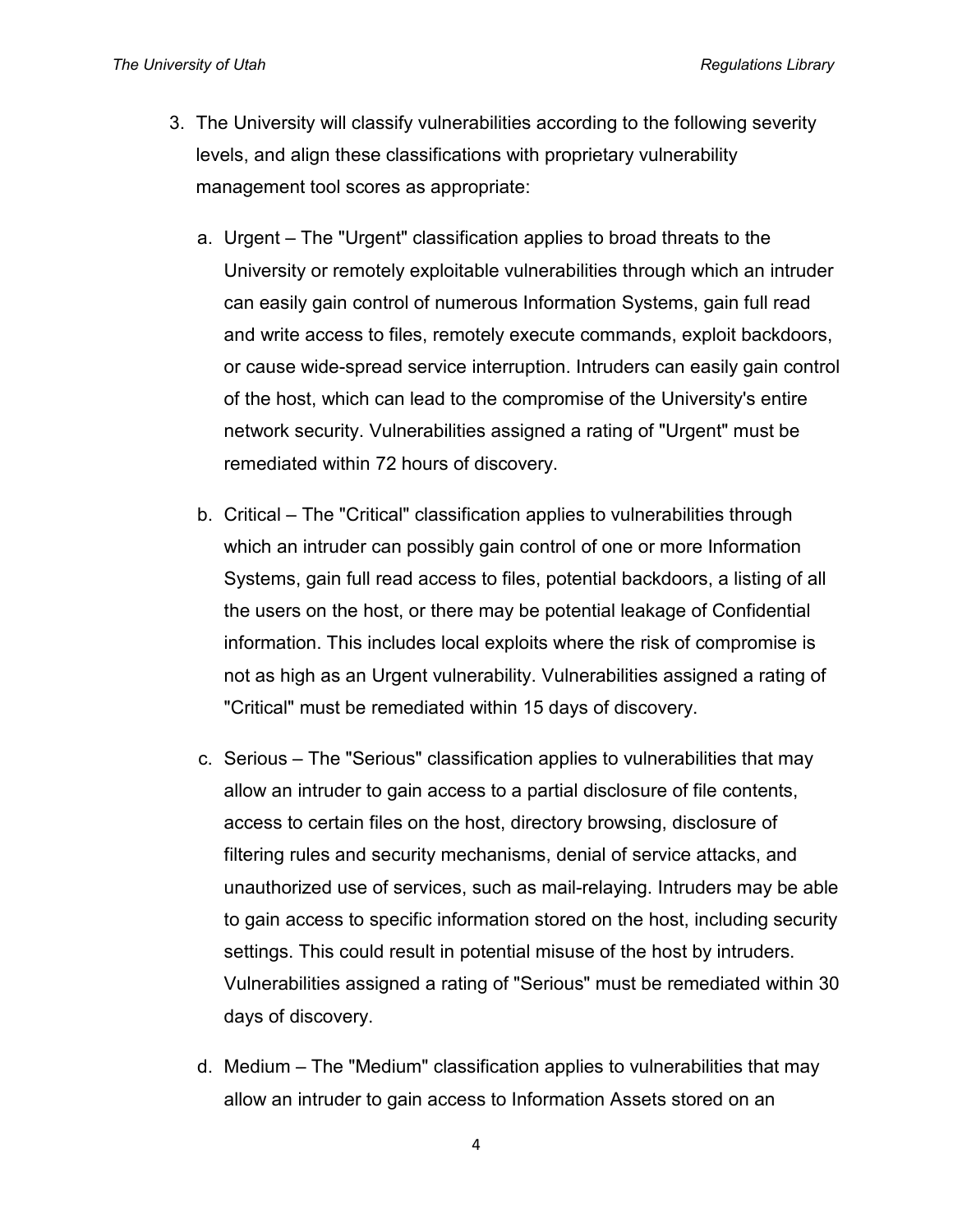3. The University will classify vulnerabilities according to the following severity levels, and align these classifications with proprietary vulnerability management tool scores as appropriate:

    a. Urgent – The "Urgent" classification applies to broad threats to the University or remotely exploitable vulnerabilities through which an intruder can easily gain control of numerous Information Systems, gain full read and write access to files, remotely execute commands, exploit backdoors, or cause wide-spread service interruption. Intruders can easily gain control of the host, which can lead to the compromise of the University's entire network security. Vulnerabilities assigned a rating of "Urgent" must be remediated within 72 hours of discovery.

    b. Critical – The "Critical" classification applies to vulnerabilities through which an intruder can possibly gain control of one or more Information Systems, gain full read access to files, potential backdoors, a listing of all the users on the host, or there may be potential leakage of Confidential information. This includes local exploits where the risk of compromise is not as high as an Urgent vulnerability. Vulnerabilities assigned a rating of "Critical" must be remediated within 15 days of discovery.

    c. Serious – The "Serious" classification applies to vulnerabilities that may allow an intruder to gain access to a partial disclosure of file contents, access to certain files on the host, directory browsing, disclosure of filtering rules and security mechanisms, denial of service attacks, and unauthorized use of services, such as mail-relaying. Intruders may be able to gain access to specific information stored on the host, including security settings. This could result in potential misuse of the host by intruders. Vulnerabilities assigned a rating of "Serious" must be remediated within 30 days of discovery.

    d. Medium – The "Medium" classification applies to vulnerabilities that may allow an intruder to gain access to Information Assets stored on an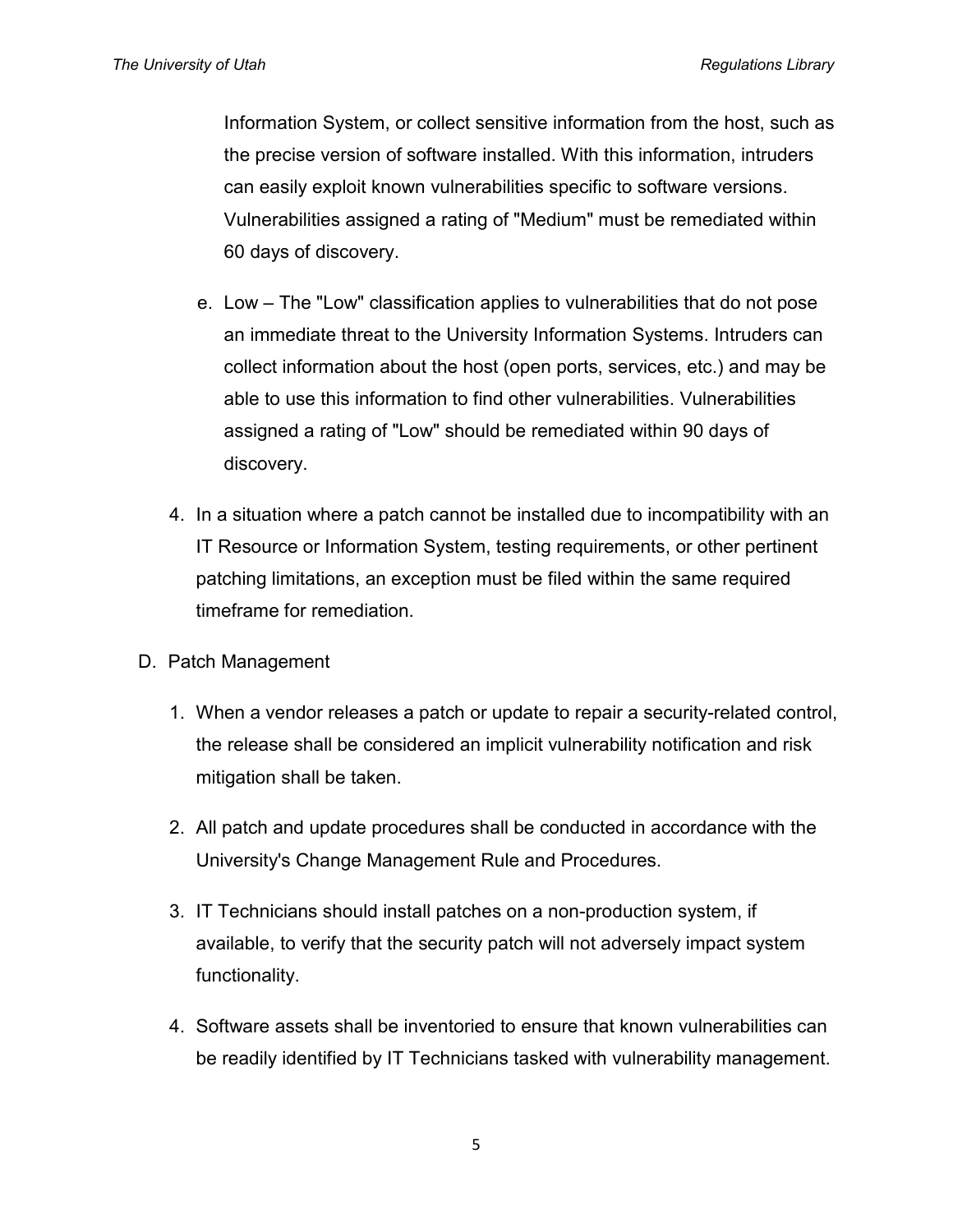Information System, or collect sensitive information from the host, such as the precise version of software installed. With this information, intruders can easily exploit known vulnerabilities specific to software versions. Vulnerabilities assigned a rating of "Medium" must be remediated within 60 days of discovery.

  e. Low – The "Low" classification applies to vulnerabilities that do not pose an immediate threat to the University Information Systems. Intruders can collect information about the host (open ports, services, etc.) and may be able to use this information to find other vulnerabilities. Vulnerabilities assigned a rating of "Low" should be remediated within 90 days of discovery.

4. In a situation where a patch cannot be installed due to incompatibility with an IT Resource or Information System, testing requirements, or other pertinent patching limitations, an exception must be filed within the same required timeframe for remediation.

D. Patch Management

1. When a vendor releases a patch or update to repair a security-related control, the release shall be considered an implicit vulnerability notification and risk mitigation shall be taken.

2. All patch and update procedures shall be conducted in accordance with the University's Change Management Rule and Procedures.

3. IT Technicians should install patches on a non-production system, if available, to verify that the security patch will not adversely impact system functionality.

4. Software assets shall be inventoried to ensure that known vulnerabilities can be readily identified by IT Technicians tasked with vulnerability management.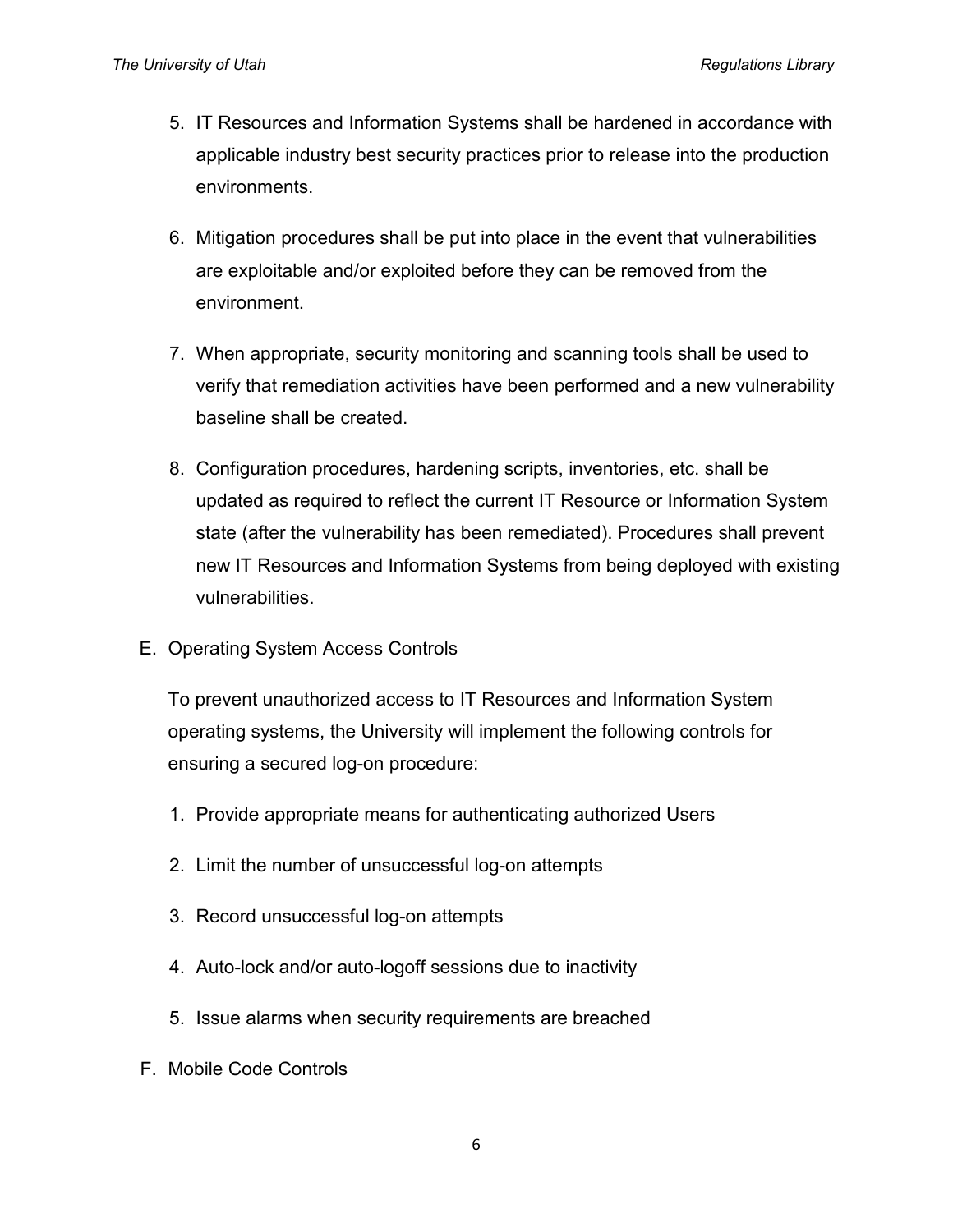5. IT Resources and Information Systems shall be hardened in accordance with applicable industry best security practices prior to release into the production environments.

6. Mitigation procedures shall be put into place in the event that vulnerabilities are exploitable and/or exploited before they can be removed from the environment.

7. When appropriate, security monitoring and scanning tools shall be used to verify that remediation activities have been performed and a new vulnerability baseline shall be created.

8. Configuration procedures, hardening scripts, inventories, etc. shall be updated as required to reflect the current IT Resource or Information System state (after the vulnerability has been remediated). Procedures shall prevent new IT Resources and Information Systems from being deployed with existing vulnerabilities.

E. Operating System Access Controls

To prevent unauthorized access to IT Resources and Information System operating systems, the University will implement the following controls for ensuring a secured log-on procedure:

1. Provide appropriate means for authenticating authorized Users

2. Limit the number of unsuccessful log-on attempts

3. Record unsuccessful log-on attempts

4. Auto-lock and/or auto-logoff sessions due to inactivity

5. Issue alarms when security requirements are breached

F. Mobile Code Controls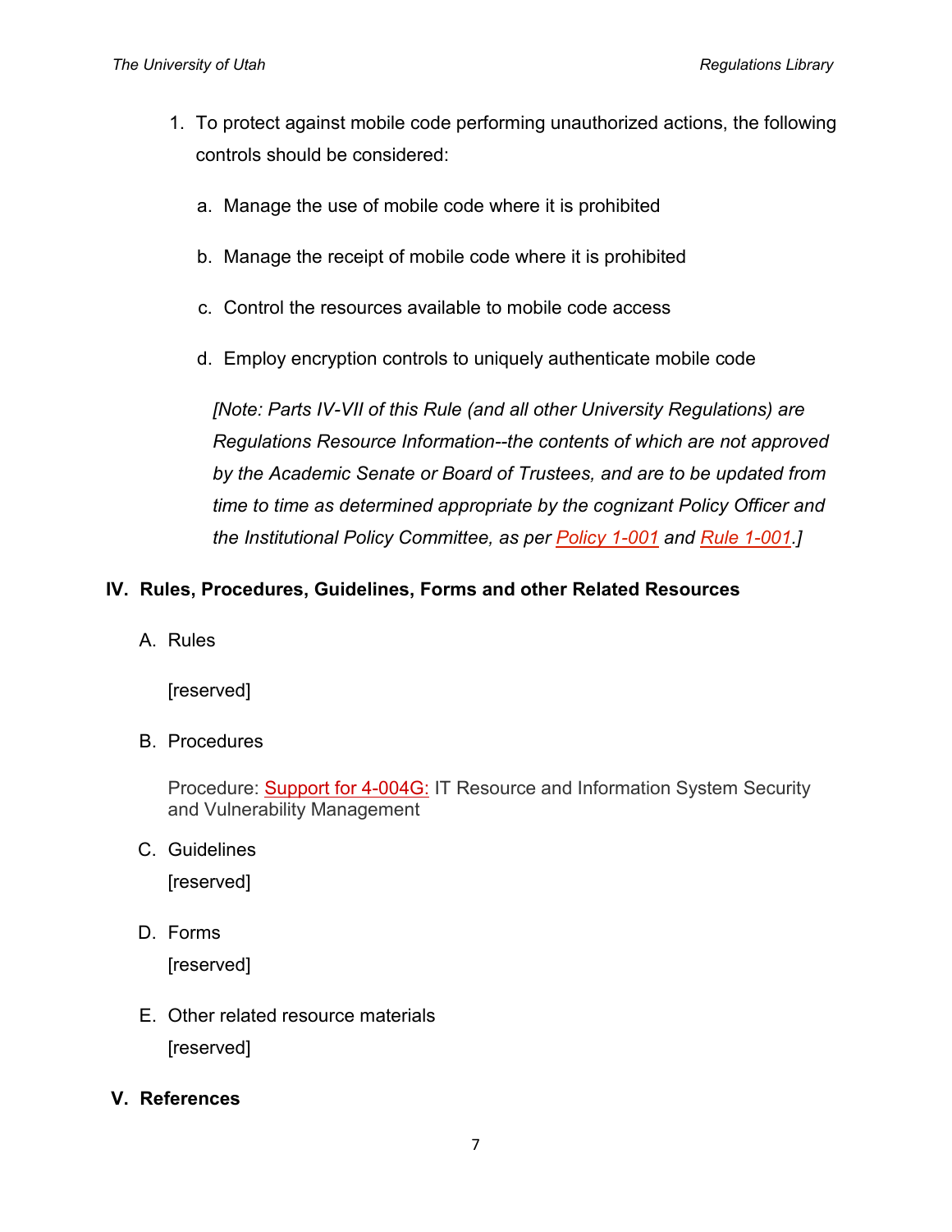1. To protect against mobile code performing unauthorized actions, the following controls should be considered:

   a. Manage the use of mobile code where it is prohibited

   b. Manage the receipt of mobile code where it is prohibited

   c. Control the resources available to mobile code access

   d. Employ encryption controls to uniquely authenticate mobile code

   *[Note: Parts IV-VII of this Rule (and all other University Regulations) are Regulations Resource Information--the contents of which are not approved by the Academic Senate or Board of Trustees, and are to be updated from time to time as determined appropriate by the cognizant Policy Officer and the Institutional Policy Committee, as per Policy 1-001 and Rule 1-001.]*

## IV. Rules, Procedures, Guidelines, Forms and other Related Resources

A. Rules

[reserved]

B. Procedures

Procedure: Support for 4-004G: IT Resource and Information System Security and Vulnerability Management

C. Guidelines

[reserved]

D. Forms

[reserved]

E. Other related resource materials

[reserved]

## V. References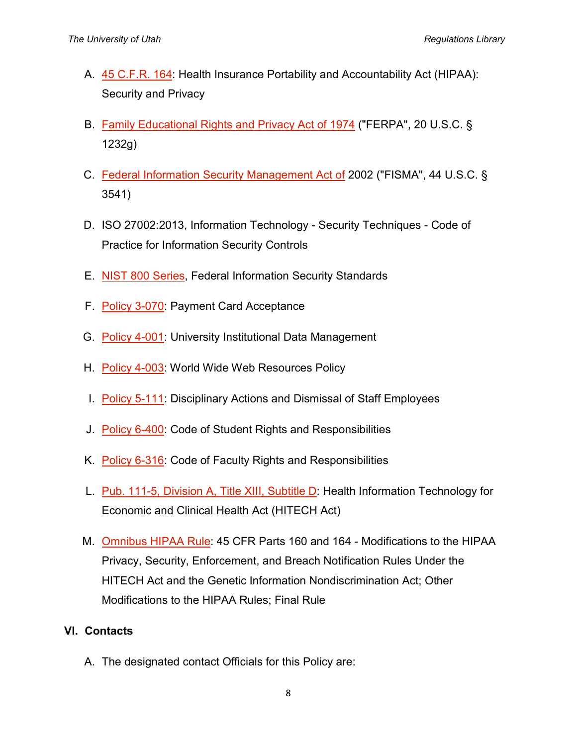A. 45 C.F.R. 164: Health Insurance Portability and Accountability Act (HIPAA): Security and Privacy

B. Family Educational Rights and Privacy Act of 1974 ("FERPA", 20 U.S.C. § 1232g)

C. Federal Information Security Management Act of 2002 ("FISMA", 44 U.S.C. § 3541)

D. ISO 27002:2013, Information Technology - Security Techniques - Code of Practice for Information Security Controls

E. NIST 800 Series, Federal Information Security Standards

F. Policy 3-070: Payment Card Acceptance

G. Policy 4-001: University Institutional Data Management

H. Policy 4-003: World Wide Web Resources Policy

I. Policy 5-111: Disciplinary Actions and Dismissal of Staff Employees

J. Policy 6-400: Code of Student Rights and Responsibilities

K. Policy 6-316: Code of Faculty Rights and Responsibilities

L. Pub. 111-5, Division A, Title XIII, Subtitle D: Health Information Technology for Economic and Clinical Health Act (HITECH Act)

M. Omnibus HIPAA Rule: 45 CFR Parts 160 and 164 - Modifications to the HIPAA Privacy, Security, Enforcement, and Breach Notification Rules Under the HITECH Act and the Genetic Information Nondiscrimination Act; Other Modifications to the HIPAA Rules; Final Rule

## VI. Contacts

A. The designated contact Officials for this Policy are: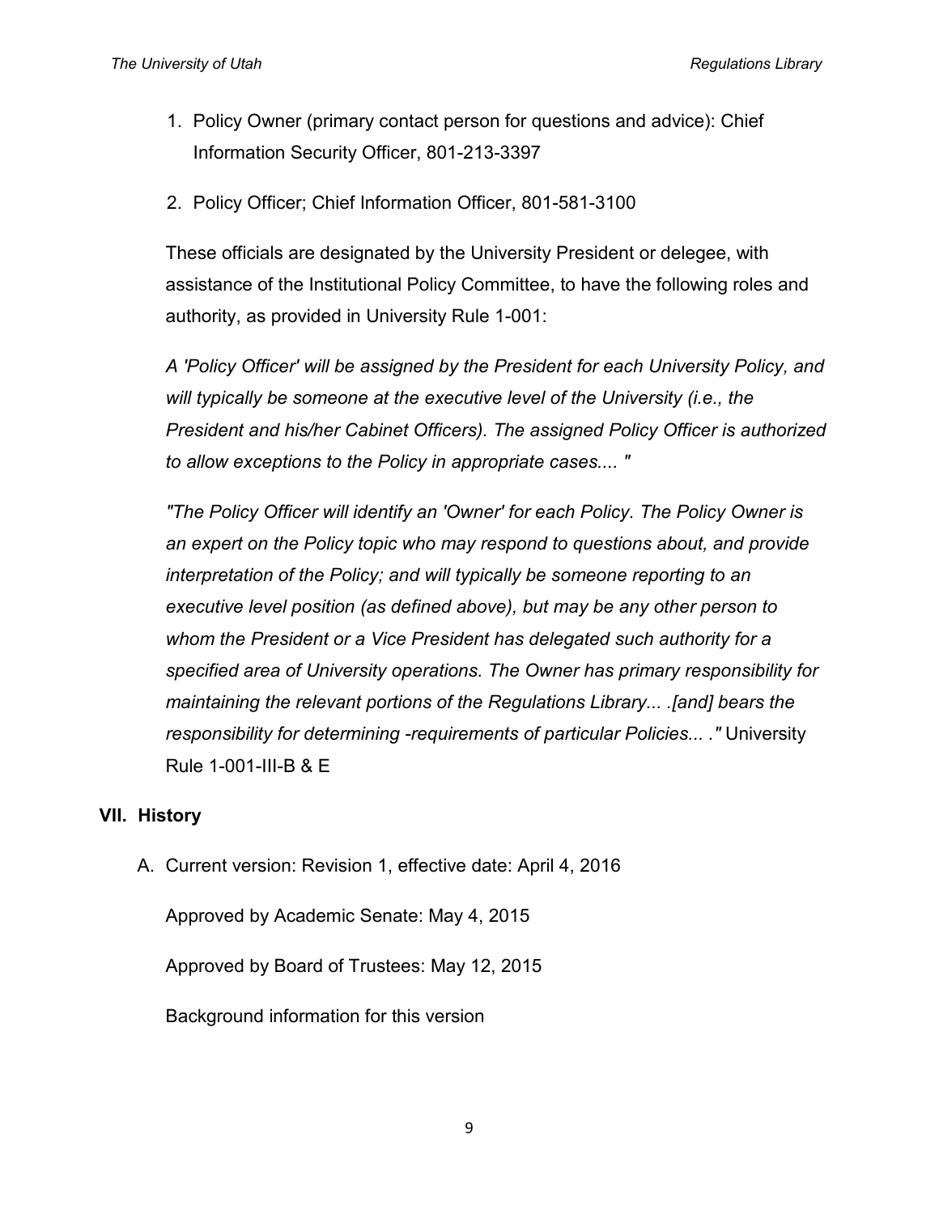1. Policy Owner (primary contact person for questions and advice): Chief Information Security Officer, 801-213-3397

2. Policy Officer; Chief Information Officer, 801-581-3100

These officials are designated by the University President or delegee, with assistance of the Institutional Policy Committee, to have the following roles and authority, as provided in University Rule 1-001:

*A 'Policy Officer' will be assigned by the President for each University Policy, and will typically be someone at the executive level of the University (i.e., the President and his/her Cabinet Officers). The assigned Policy Officer is authorized to allow exceptions to the Policy in appropriate cases.... "*

*"The Policy Officer will identify an 'Owner' for each Policy. The Policy Owner is an expert on the Policy topic who may respond to questions about, and provide interpretation of the Policy; and will typically be someone reporting to an executive level position (as defined above), but may be any other person to whom the President or a Vice President has delegated such authority for a specified area of University operations. The Owner has primary responsibility for maintaining the relevant portions of the Regulations Library... .[and] bears the responsibility for determining -requirements of particular Policies... ."* University Rule 1-001-III-B & E

## VII. History

A. Current version: Revision 1, effective date: April 4, 2016

Approved by Academic Senate: May 4, 2015

Approved by Board of Trustees: May 12, 2015

Background information for this version